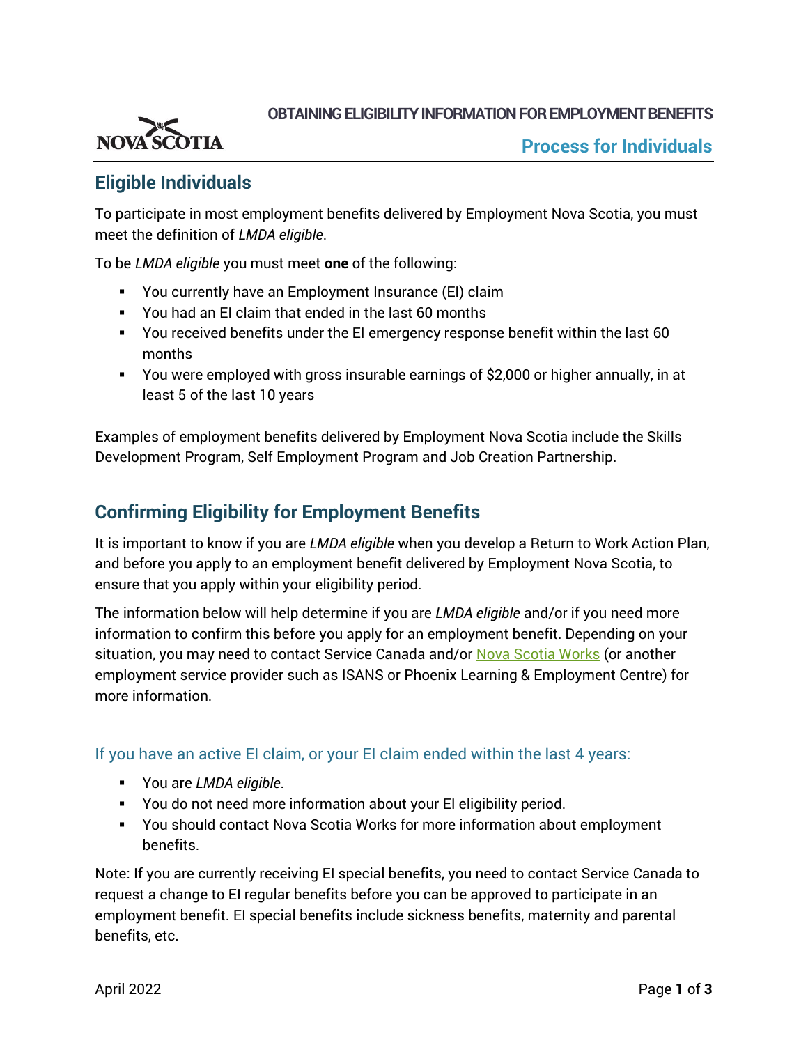**OBTAINING ELIGIBILITY INFORMATION FOR EMPLOYMENT BENEFITS**

## Process for Individuals

## Eligible Individuals

To participate in most employment benefits delivered by Employment Nova Scotia, you must meet the definition of *LMDA eligible*.

To be *LMDA eligible* you must meet **one** of the following:

- You currently have an Employment Insurance (EI) claim
- You had an EI claim that ended in the last 60 months
- You received benefits under the EI emergency response benefit within the last 60 months
- You were employed with gross insurable earnings of $2,000 or higher annually, in at least 5 of the last 10 years

Examples of employment benefits delivered by Employment Nova Scotia include the Skills Development Program, Self Employment Program and Job Creation Partnership.

## Confirming Eligibility for Employment Benefits

It is important to know if you are *LMDA eligible* when you develop a Return to Work Action Plan, and before you apply to an employment benefit delivered by Employment Nova Scotia, to ensure that you apply within your eligibility period.

The information below will help determine if you are *LMDA eligible* and/or if you need more information to confirm this before you apply for an employment benefit. Depending on your situation, you may need to contact Service Canada and/or Nova Scotia Works (or another employment service provider such as ISANS or Phoenix Learning & Employment Centre) for more information.

### If you have an active EI claim, or your EI claim ended within the last 4 years:

- You are *LMDA eligible*.
- You do not need more information about your EI eligibility period.
- You should contact Nova Scotia Works for more information about employment benefits.

Note: If you are currently receiving EI special benefits, you need to contact Service Canada to request a change to EI regular benefits before you can be approved to participate in an employment benefit. EI special benefits include sickness benefits, maternity and parental benefits, etc.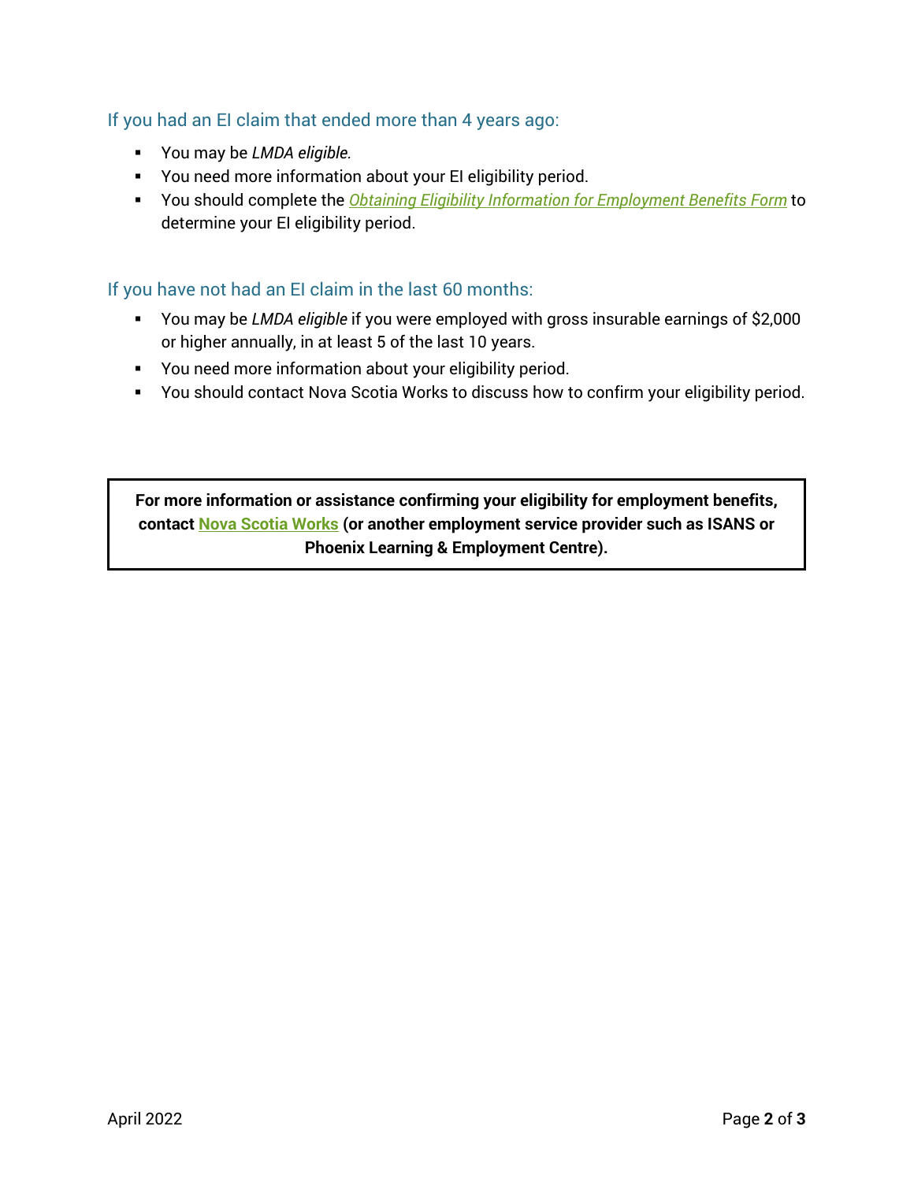### If you had an EI claim that ended more than 4 years ago:

- You may be *LMDA eligible.*
- You need more information about your EI eligibility period.
- You should complete the *Obtaining Eligibility Information for Employment Benefits Form* to determine your EI eligibility period.

### If you have not had an EI claim in the last 60 months:

- You may be *LMDA eligible* if you were employed with gross insurable earnings of $2,000 or higher annually, in at least 5 of the last 10 years.
- You need more information about your eligibility period.
- You should contact Nova Scotia Works to discuss how to confirm your eligibility period.

**For more information or assistance confirming your eligibility for employment benefits, contact Nova Scotia Works (or another employment service provider such as ISANS or Phoenix Learning & Employment Centre).**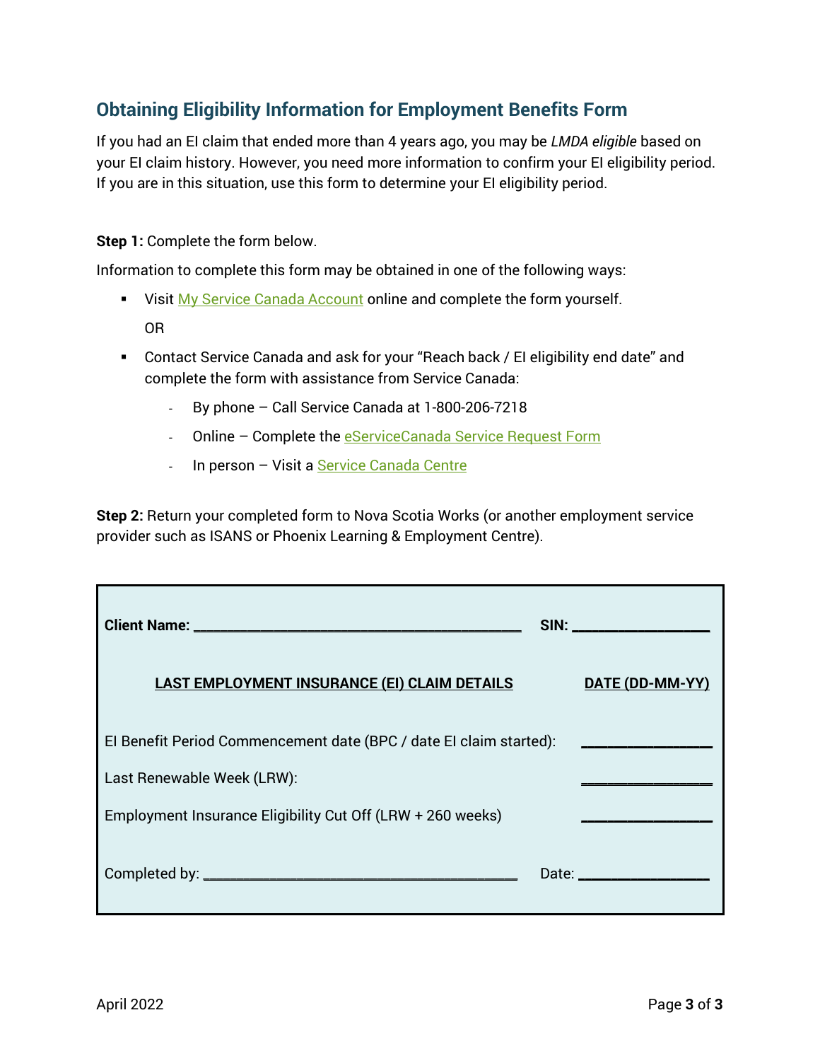## Obtaining Eligibility Information for Employment Benefits Form

If you had an EI claim that ended more than 4 years ago, you may be *LMDA eligible* based on your EI claim history. However, you need more information to confirm your EI eligibility period. If you are in this situation, use this form to determine your EI eligibility period.

**Step 1:** Complete the form below.

Information to complete this form may be obtained in one of the following ways:

- Visit My Service Canada Account online and complete the form yourself.

  OR

- Contact Service Canada and ask for your "Reach back / EI eligibility end date" and complete the form with assistance from Service Canada:
  - By phone – Call Service Canada at 1-800-206-7218
  - Online – Complete the eServiceCanada Service Request Form
  - In person – Visit a Service Canada Centre

**Step 2:** Return your completed form to Nova Scotia Works (or another employment service provider such as ISANS or Phoenix Learning & Employment Centre).

**Client Name:** ______________________________ **SIN:** ______________

| **LAST EMPLOYMENT INSURANCE (EI) CLAIM DETAILS** | **DATE (DD-MM-YY)** |
|---|---|
| EI Benefit Period Commencement date (BPC / date EI claim started): | ______________ |
| Last Renewable Week (LRW): | ______________ |
| Employment Insurance Eligibility Cut Off (LRW + 260 weeks) | ______________ |

Completed by: ______________________________ Date: ______________

April 2022